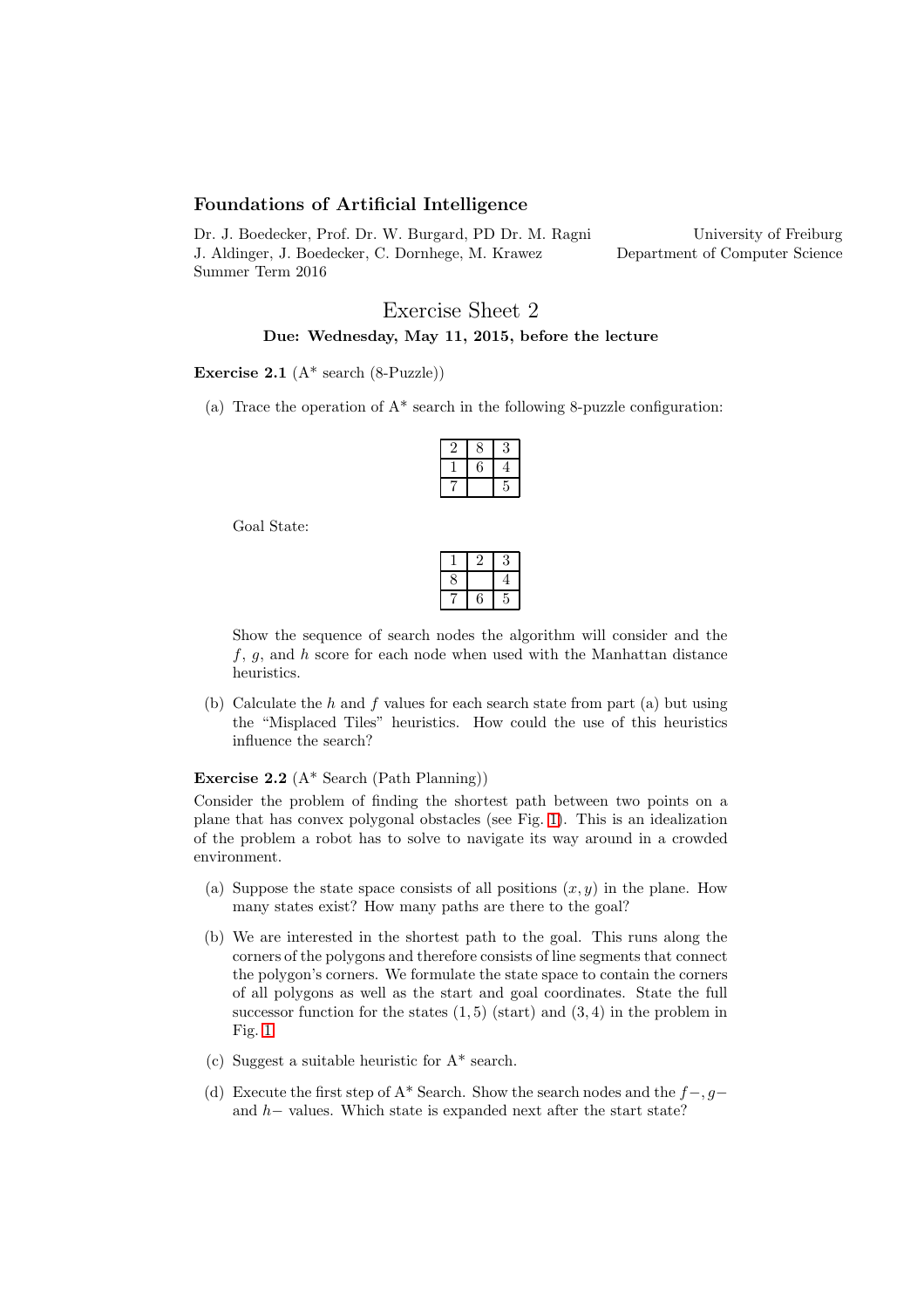## Foundations of Artificial Intelligence

Dr. J. Boedecker, Prof. Dr. W. Burgard, PD Dr. M. Ragni
J. Aldinger, J. Boedecker, C. Dornhege, M. Krawez
Summer Term 2016

University of Freiburg
Department of Computer Science

# Exercise Sheet 2

**Due: Wednesday, May 11, 2015, before the lecture**

**Exercise 2.1** (A* search (8-Puzzle))

(a) Trace the operation of A* search in the following 8-puzzle configuration:

| | | |
|---|---|---|
| 2 | 8 | 3 |
| 1 | 6 | 4 |
| 7 | | 5 |

Goal State:

| | | |
|---|---|---|
| 1 | 2 | 3 |
| 8 | | 4 |
| 7 | 6 | 5 |

Show the sequence of search nodes the algorithm will consider and the $f$, $g$, and $h$ score for each node when used with the Manhattan distance heuristics.

(b) Calculate the $h$ and $f$ values for each search state from part (a) but using the "Misplaced Tiles" heuristics. How could the use of this heuristics influence the search?

**Exercise 2.2** (A* Search (Path Planning))

Consider the problem of finding the shortest path between two points on a plane that has convex polygonal obstacles (see Fig. 1). This is an idealization of the problem a robot has to solve to navigate its way around in a crowded environment.

(a) Suppose the state space consists of all positions $(x, y)$ in the plane. How many states exist? How many paths are there to the goal?

(b) We are interested in the shortest path to the goal. This runs along the corners of the polygons and therefore consists of line segments that connect the polygon's corners. We formulate the state space to contain the corners of all polygons as well as the start and goal coordinates. State the full successor function for the states $(1, 5)$ (start) and $(3, 4)$ in the problem in Fig. 1.

(c) Suggest a suitable heuristic for A* search.

(d) Execute the first step of A* Search. Show the search nodes and the $f-$, $g-$ and $h-$ values. Which state is expanded next after the start state?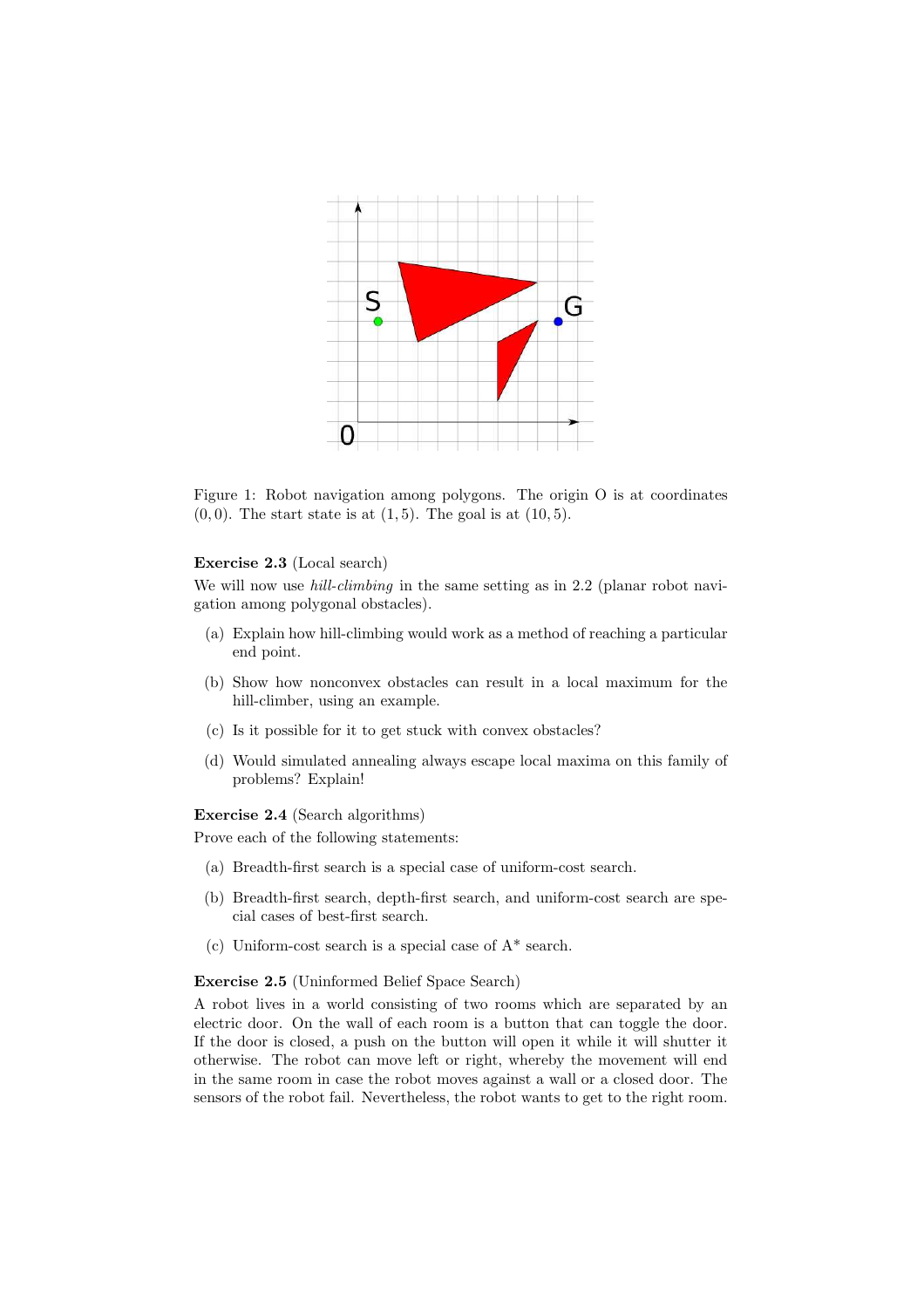Figure 1: Robot navigation among polygons. The origin O is at coordinates $(0, 0)$. The start state is at $(1, 5)$. The goal is at $(10, 5)$.

**Exercise 2.3** (Local search)

We will now use *hill-climbing* in the same setting as in 2.2 (planar robot navigation among polygonal obstacles).

(a) Explain how hill-climbing would work as a method of reaching a particular end point.

(b) Show how nonconvex obstacles can result in a local maximum for the hill-climber, using an example.

(c) Is it possible for it to get stuck with convex obstacles?

(d) Would simulated annealing always escape local maxima on this family of problems? Explain!

**Exercise 2.4** (Search algorithms)

Prove each of the following statements:

(a) Breadth-first search is a special case of uniform-cost search.

(b) Breadth-first search, depth-first search, and uniform-cost search are special cases of best-first search.

(c) Uniform-cost search is a special case of A* search.

**Exercise 2.5** (Uninformed Belief Space Search)

A robot lives in a world consisting of two rooms which are separated by an electric door. On the wall of each room is a button that can toggle the door. If the door is closed, a push on the button will open it while it will shutter it otherwise. The robot can move left or right, whereby the movement will end in the same room in case the robot moves against a wall or a closed door. The sensors of the robot fail. Nevertheless, the robot wants to get to the right room.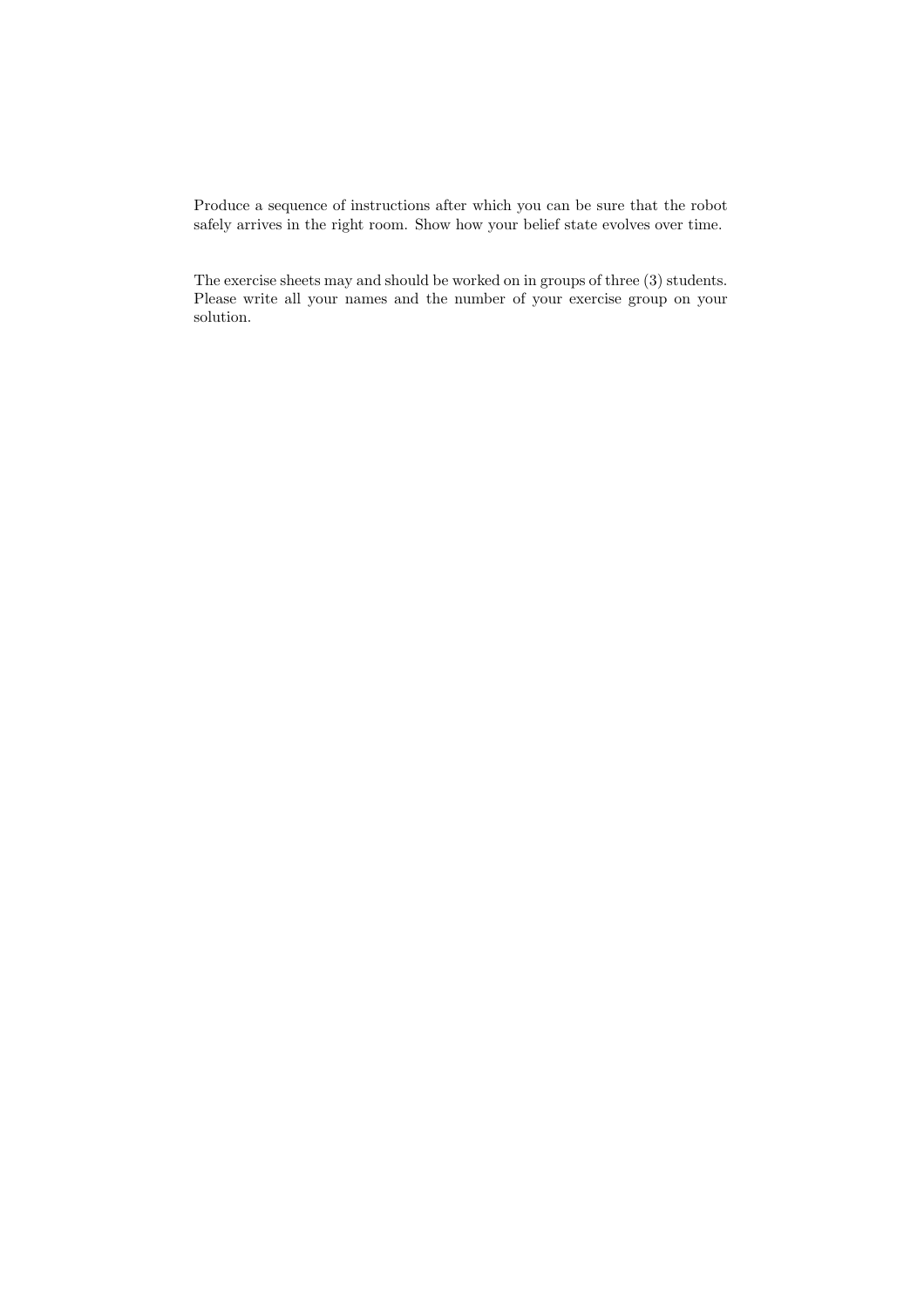Produce a sequence of instructions after which you can be sure that the robot safely arrives in the right room. Show how your belief state evolves over time.

The exercise sheets may and should be worked on in groups of three (3) students. Please write all your names and the number of your exercise group on your solution.